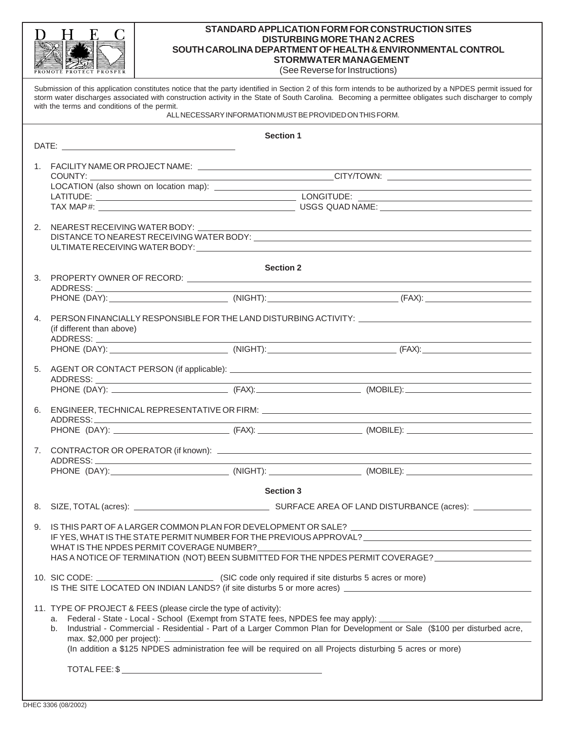DHEC
PROMOTE PROTECT PROSPER

# STANDARD APPLICATION FORM FOR CONSTRUCTION SITES DISTURBING MORE THAN 2 ACRES
## SOUTH CAROLINA DEPARTMENT OF HEALTH & ENVIRONMENTAL CONTROL STORMWATER MANAGEMENT
(See Reverse for Instructions)

Submission of this application constitutes notice that the party identified in Section 2 of this form intends to be authorized by a NPDES permit issued for storm water discharges associated with construction activity in the State of South Carolina. Becoming a permittee obligates such discharger to comply with the terms and conditions of the permit.

ALL NECESSARY INFORMATION MUST BE PROVIDED ON THIS FORM.

### Section 1

DATE: ____________________

1. FACILITY NAME OR PROJECT NAME: ____________________
   COUNTY: ____________________ CITY/TOWN: ____________________
   LOCATION (also shown on location map): ____________________
   LATITUDE: ____________________ LONGITUDE: ____________________
   TAX MAP #: ____________________ USGS QUAD NAME: ____________________

2. NEAREST RECEIVING WATER BODY: ____________________
   DISTANCE TO NEAREST RECEIVING WATER BODY: ____________________
   ULTIMATE RECEIVING WATER BODY: ____________________

### Section 2

3. PROPERTY OWNER OF RECORD: ____________________
   ADDRESS: ____________________
   PHONE (DAY): ____________ (NIGHT): ____________ (FAX): ____________

4. PERSON FINANCIALLY RESPONSIBLE FOR THE LAND DISTURBING ACTIVITY: ____________________
   (if different than above)
   ADDRESS: ____________________
   PHONE (DAY): ____________ (NIGHT): ____________ (FAX): ____________

5. AGENT OR CONTACT PERSON (if applicable): ____________________
   ADDRESS: ____________________
   PHONE (DAY): ____________ (FAX): ____________ (MOBILE): ____________

6. ENGINEER, TECHNICAL REPRESENTATIVE OR FIRM: ____________________
   ADDRESS: ____________________
   PHONE (DAY): ____________ (FAX): ____________ (MOBILE): ____________

7. CONTRACTOR OR OPERATOR (if known): ____________________
   ADDRESS: ____________________
   PHONE (DAY): ____________ (NIGHT): ____________ (MOBILE): ____________

### Section 3

8. SIZE, TOTAL (acres): ____________ SURFACE AREA OF LAND DISTURBANCE (acres): ____________

9. IS THIS PART OF A LARGER COMMON PLAN FOR DEVELOPMENT OR SALE? ____________
   IF YES, WHAT IS THE STATE PERMIT NUMBER FOR THE PREVIOUS APPROVAL? ____________
   WHAT IS THE NPDES PERMIT COVERAGE NUMBER? ____________
   HAS A NOTICE OF TERMINATION (NOT) BEEN SUBMITTED FOR THE NPDES PERMIT COVERAGE? ____________

10. SIC CODE: ____________ (SIC code only required if site disturbs 5 acres or more)
    IS THE SITE LOCATED ON INDIAN LANDS? (if site disturbs 5 or more acres) ____________

11. TYPE OF PROJECT & FEES (please circle the type of activity):
    a. Federal - State - Local - School (Exempt from STATE fees, NPDES fee may apply): ____________
    b. Industrial - Commercial - Residential - Part of a Larger Common Plan for Development or Sale ($100 per disturbed acre, max. $2,000 per project): ____________
    (In addition a $125 NPDES administration fee will be required on all Projects disturbing 5 acres or more)

    TOTAL FEE: $ ____________

DHEC 3306 (08/2002)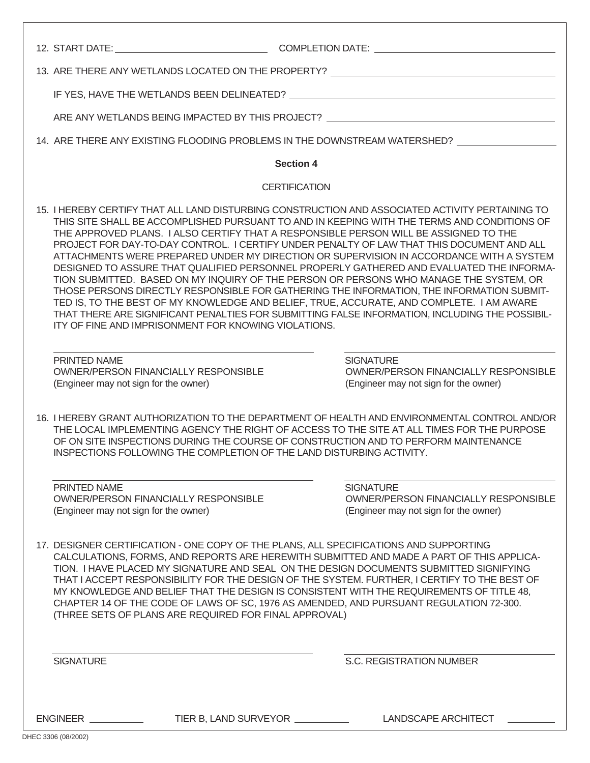12. START DATE: \_\_\_\_\_\_\_\_\_\_\_\_\_\_\_\_\_\_\_\_ COMPLETION DATE: \_\_\_\_\_\_\_\_\_\_\_\_\_\_\_\_\_\_\_\_

13. ARE THERE ANY WETLANDS LOCATED ON THE PROPERTY? \_\_\_\_\_\_\_\_\_\_\_\_\_\_\_\_\_\_\_\_

    IF YES, HAVE THE WETLANDS BEEN DELINEATED? \_\_\_\_\_\_\_\_\_\_\_\_\_\_\_\_\_\_\_\_

    ARE ANY WETLANDS BEING IMPACTED BY THIS PROJECT? \_\_\_\_\_\_\_\_\_\_\_\_\_\_\_\_\_\_\_\_

14. ARE THERE ANY EXISTING FLOODING PROBLEMS IN THE DOWNSTREAM WATERSHED? \_\_\_\_\_\_\_\_\_\_\_\_\_\_\_\_\_\_\_\_

## Section 4

### CERTIFICATION

15. I HEREBY CERTIFY THAT ALL LAND DISTURBING CONSTRUCTION AND ASSOCIATED ACTIVITY PERTAINING TO THIS SITE SHALL BE ACCOMPLISHED PURSUANT TO AND IN KEEPING WITH THE TERMS AND CONDITIONS OF THE APPROVED PLANS. I ALSO CERTIFY THAT A RESPONSIBLE PERSON WILL BE ASSIGNED TO THE PROJECT FOR DAY-TO-DAY CONTROL. I CERTIFY UNDER PENALTY OF LAW THAT THIS DOCUMENT AND ALL ATTACHMENTS WERE PREPARED UNDER MY DIRECTION OR SUPERVISION IN ACCORDANCE WITH A SYSTEM DESIGNED TO ASSURE THAT QUALIFIED PERSONNEL PROPERLY GATHERED AND EVALUATED THE INFORMATION SUBMITTED. BASED ON MY INQUIRY OF THE PERSON OR PERSONS WHO MANAGE THE SYSTEM, OR THOSE PERSONS DIRECTLY RESPONSIBLE FOR GATHERING THE INFORMATION, THE INFORMATION SUBMITTED IS, TO THE BEST OF MY KNOWLEDGE AND BELIEF, TRUE, ACCURATE, AND COMPLETE. I AM AWARE THAT THERE ARE SIGNIFICANT PENALTIES FOR SUBMITTING FALSE INFORMATION, INCLUDING THE POSSIBILITY OF FINE AND IMPRISONMENT FOR KNOWING VIOLATIONS.

| \_\_\_\_\_\_\_\_\_\_\_\_\_\_\_\_\_\_\_\_ | \_\_\_\_\_\_\_\_\_\_\_\_\_\_\_\_\_\_\_\_ |
|---|---|
| PRINTED NAME<br>OWNER/PERSON FINANCIALLY RESPONSIBLE<br>(Engineer may not sign for the owner) | SIGNATURE<br>OWNER/PERSON FINANCIALLY RESPONSIBLE<br>(Engineer may not sign for the owner) |

16. I HEREBY GRANT AUTHORIZATION TO THE DEPARTMENT OF HEALTH AND ENVIRONMENTAL CONTROL AND/OR THE LOCAL IMPLEMENTING AGENCY THE RIGHT OF ACCESS TO THE SITE AT ALL TIMES FOR THE PURPOSE OF ON SITE INSPECTIONS DURING THE COURSE OF CONSTRUCTION AND TO PERFORM MAINTENANCE INSPECTIONS FOLLOWING THE COMPLETION OF THE LAND DISTURBING ACTIVITY.

| \_\_\_\_\_\_\_\_\_\_\_\_\_\_\_\_\_\_\_\_ | \_\_\_\_\_\_\_\_\_\_\_\_\_\_\_\_\_\_\_\_ |
|---|---|
| PRINTED NAME<br>OWNER/PERSON FINANCIALLY RESPONSIBLE<br>(Engineer may not sign for the owner) | SIGNATURE<br>OWNER/PERSON FINANCIALLY RESPONSIBLE<br>(Engineer may not sign for the owner) |

17. DESIGNER CERTIFICATION - ONE COPY OF THE PLANS, ALL SPECIFICATIONS AND SUPPORTING CALCULATIONS, FORMS, AND REPORTS ARE HEREWITH SUBMITTED AND MADE A PART OF THIS APPLICATION. I HAVE PLACED MY SIGNATURE AND SEAL ON THE DESIGN DOCUMENTS SUBMITTED SIGNIFYING THAT I ACCEPT RESPONSIBILITY FOR THE DESIGN OF THE SYSTEM. FURTHER, I CERTIFY TO THE BEST OF MY KNOWLEDGE AND BELIEF THAT THE DESIGN IS CONSISTENT WITH THE REQUIREMENTS OF TITLE 48, CHAPTER 14 OF THE CODE OF LAWS OF SC, 1976 AS AMENDED, AND PURSUANT REGULATION 72-300. (THREE SETS OF PLANS ARE REQUIRED FOR FINAL APPROVAL)

| \_\_\_\_\_\_\_\_\_\_\_\_\_\_\_\_\_\_\_\_ | \_\_\_\_\_\_\_\_\_\_\_\_\_\_\_\_\_\_\_\_ |
|---|---|
| SIGNATURE | S.C. REGISTRATION NUMBER |

ENGINEER \_\_\_\_\_\_\_\_\_\_ TIER B, LAND SURVEYOR \_\_\_\_\_\_\_\_\_\_ LANDSCAPE ARCHITECT \_\_\_\_\_\_\_\_\_\_

DHEC 3306 (08/2002)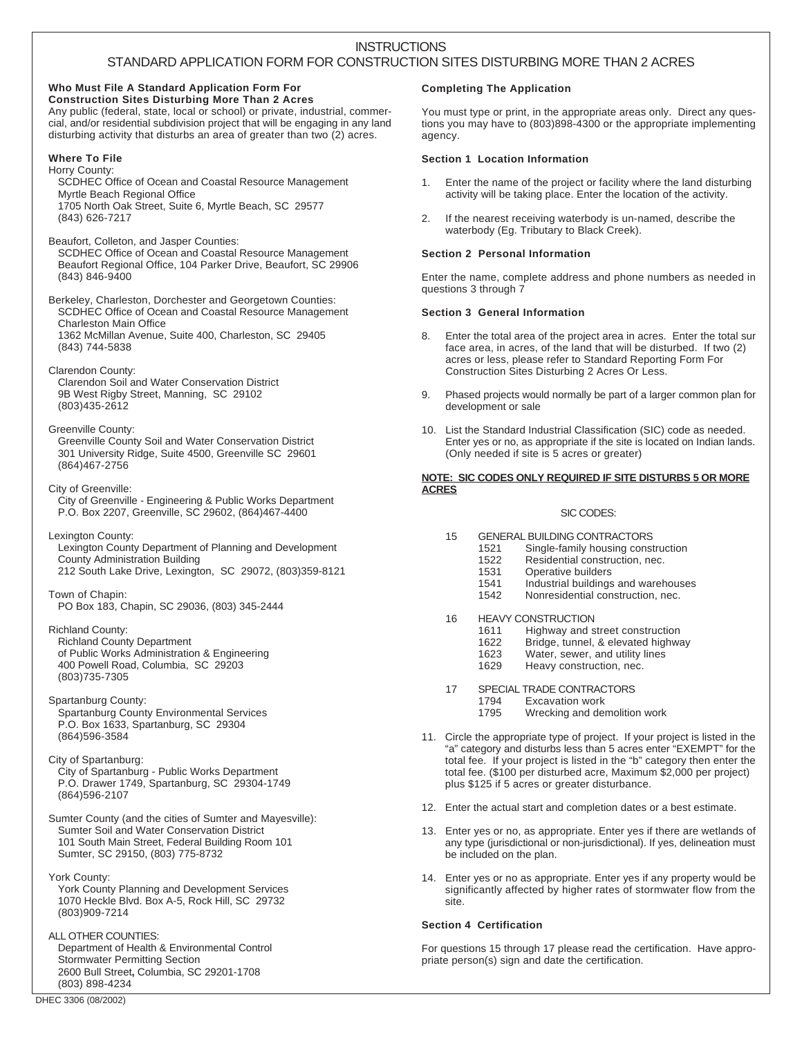# INSTRUCTIONS

## STANDARD APPLICATION FORM FOR CONSTRUCTION SITES DISTURBING MORE THAN 2 ACRES

### Who Must File A Standard Application Form For Construction Sites Disturbing More Than 2 Acres

Any public (federal, state, local or school) or private, industrial, commercial, and/or residential subdivision project that will be engaging in any land disturbing activity that disturbs an area of greater than two (2) acres.

### Where To File

Horry County:
SCDHEC Office of Ocean and Coastal Resource Management
Myrtle Beach Regional Office
1705 North Oak Street, Suite 6, Myrtle Beach, SC 29577
(843) 626-7217

Beaufort, Colleton, and Jasper Counties:
SCDHEC Office of Ocean and Coastal Resource Management
Beaufort Regional Office, 104 Parker Drive, Beaufort, SC 29906
(843) 846-9400

Berkeley, Charleston, Dorchester and Georgetown Counties:
SCDHEC Office of Ocean and Coastal Resource Management
Charleston Main Office
1362 McMillan Avenue, Suite 400, Charleston, SC 29405
(843) 744-5838

Clarendon County:
Clarendon Soil and Water Conservation District
9B West Rigby Street, Manning, SC 29102
(803)435-2612

Greenville County:
Greenville County Soil and Water Conservation District
301 University Ridge, Suite 4500, Greenville SC 29601
(864)467-2756

City of Greenville:
City of Greenville - Engineering & Public Works Department
P.O. Box 2207, Greenville, SC 29602, (864)467-4400

Lexington County:
Lexington County Department of Planning and Development
County Administration Building
212 South Lake Drive, Lexington, SC 29072, (803)359-8121

Town of Chapin:
PO Box 183, Chapin, SC 29036, (803) 345-2444

Richland County:
Richland County Department
of Public Works Administration & Engineering
400 Powell Road, Columbia, SC 29203
(803)735-7305

Spartanburg County:
Spartanburg County Environmental Services
P.O. Box 1633, Spartanburg, SC 29304
(864)596-3584

City of Spartanburg:
City of Spartanburg - Public Works Department
P.O. Drawer 1749, Spartanburg, SC 29304-1749
(864)596-2107

Sumter County (and the cities of Sumter and Mayesville):
Sumter Soil and Water Conservation District
101 South Main Street, Federal Building Room 101
Sumter, SC 29150, (803) 775-8732

York County:
York County Planning and Development Services
1070 Heckle Blvd. Box A-5, Rock Hill, SC 29732
(803)909-7214

ALL OTHER COUNTIES:
Department of Health & Environmental Control
Stormwater Permitting Section
2600 Bull Street, Columbia, SC 29201-1708
(803) 898-4234

### Completing The Application

You must type or print, in the appropriate areas only. Direct any questions you may have to (803)898-4300 or the appropriate implementing agency.

### Section 1 Location Information

1. Enter the name of the project or facility where the land disturbing activity will be taking place. Enter the location of the activity.
2. If the nearest receiving waterbody is un-named, describe the waterbody (Eg. Tributary to Black Creek).

### Section 2 Personal Information

Enter the name, complete address and phone numbers as needed in questions 3 through 7

### Section 3 General Information

8. Enter the total area of the project area in acres. Enter the total sur face area, in acres, of the land that will be disturbed. If two (2) acres or less, please refer to Standard Reporting Form For Construction Sites Disturbing 2 Acres Or Less.
9. Phased projects would normally be part of a larger common plan for development or sale
10. List the Standard Industrial Classification (SIC) code as needed. Enter yes or no, as appropriate if the site is located on Indian lands. (Only needed if site is 5 acres or greater)

**NOTE: SIC CODES ONLY REQUIRED IF SITE DISTURBS 5 OR MORE ACRES**

SIC CODES:

- 15 GENERAL BUILDING CONTRACTORS
  - 1521 Single-family housing construction
  - 1522 Residential construction, nec.
  - 1531 Operative builders
  - 1541 Industrial buildings and warehouses
  - 1542 Nonresidential construction, nec.
- 16 HEAVY CONSTRUCTION
  - 1611 Highway and street construction
  - 1622 Bridge, tunnel, & elevated highway
  - 1623 Water, sewer, and utility lines
  - 1629 Heavy construction, nec.
- 17 SPECIAL TRADE CONTRACTORS
  - 1794 Excavation work
  - 1795 Wrecking and demolition work

11. Circle the appropriate type of project. If your project is listed in the "a" category and disturbs less than 5 acres enter "EXEMPT" for the total fee. If your project is listed in the "b" category then enter the total fee. ($100 per disturbed acre, Maximum $2,000 per project) plus $125 if 5 acres or greater disturbance.
12. Enter the actual start and completion dates or a best estimate.
13. Enter yes or no, as appropriate. Enter yes if there are wetlands of any type (jurisdictional or non-jurisdictional). If yes, delineation must be included on the plan.
14. Enter yes or no as appropriate. Enter yes if any property would be significantly affected by higher rates of stormwater flow from the site.

### Section 4 Certification

For questions 15 through 17 please read the certification. Have appropriate person(s) sign and date the certification.

DHEC 3306 (08/2002)